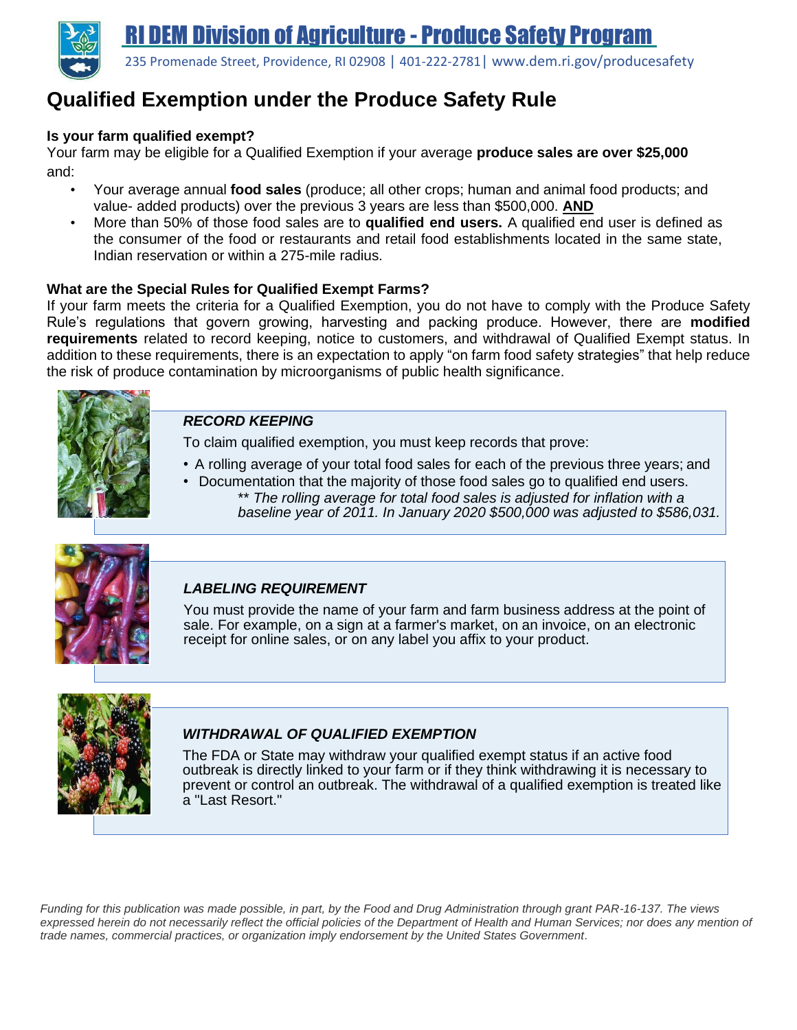# RI DEM Division of Agriculture - Produce Safety Program

235 Promenade Street, Providence, RI 02908 | 401-222-2781 | www.dem.ri.gov/producesafety

## Qualified Exemption under the Produce Safety Rule

### Is your farm qualified exempt?

Your farm may be eligible for a Qualified Exemption if your average **produce sales are over $25,000** and:

- Your average annual **food sales** (produce; all other crops; human and animal food products; and value- added products) over the previous 3 years are less than $500,000. **AND**
- More than 50% of those food sales are to **qualified end users.** A qualified end user is defined as the consumer of the food or restaurants and retail food establishments located in the same state, Indian reservation or within a 275-mile radius.

### What are the Special Rules for Qualified Exempt Farms?

If your farm meets the criteria for a Qualified Exemption, you do not have to comply with the Produce Safety Rule's regulations that govern growing, harvesting and packing produce. However, there are **modified requirements** related to record keeping, notice to customers, and withdrawal of Qualified Exempt status. In addition to these requirements, there is an expectation to apply "on farm food safety strategies" that help reduce the risk of produce contamination by microorganisms of public health significance.

#### *RECORD KEEPING*

To claim qualified exemption, you must keep records that prove:

- A rolling average of your total food sales for each of the previous three years; and
- Documentation that the majority of those food sales go to qualified end users.

  ** *The rolling average for total food sales is adjusted for inflation with a baseline year of 2011. In January 2020 $500,000 was adjusted to $586,031.*

#### *LABELING REQUIREMENT*

You must provide the name of your farm and farm business address at the point of sale. For example, on a sign at a farmer's market, on an invoice, on an electronic receipt for online sales, or on any label you affix to your product.

#### *WITHDRAWAL OF QUALIFIED EXEMPTION*

The FDA or State may withdraw your qualified exempt status if an active food outbreak is directly linked to your farm or if they think withdrawing it is necessary to prevent or control an outbreak. The withdrawal of a qualified exemption is treated like a "Last Resort."

*Funding for this publication was made possible, in part, by the Food and Drug Administration through grant PAR-16-137. The views expressed herein do not necessarily reflect the official policies of the Department of Health and Human Services; nor does any mention of trade names, commercial practices, or organization imply endorsement by the United States Government.*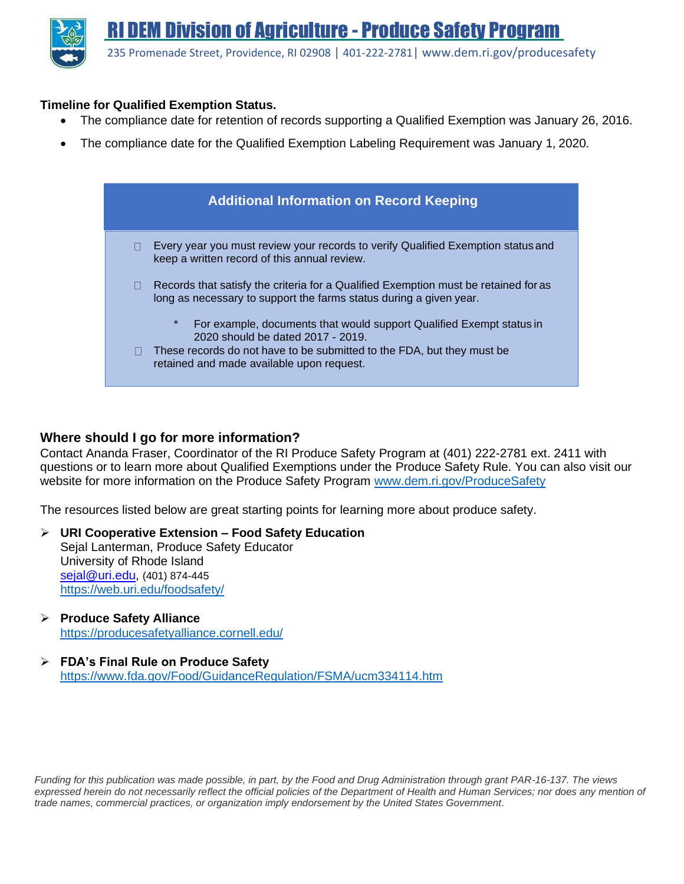**Timeline for Qualified Exemption Status.**

- The compliance date for retention of records supporting a Qualified Exemption was January 26, 2016.
- The compliance date for the Qualified Exemption Labeling Requirement was January 1, 2020.

### Additional Information on Record Keeping

- Every year you must review your records to verify Qualified Exemption status and keep a written record of this annual review.
- Records that satisfy the criteria for a Qualified Exemption must be retained for as long as necessary to support the farms status during a given year.
  - * For example, documents that would support Qualified Exempt status in 2020 should be dated 2017 - 2019.
- These records do not have to be submitted to the FDA, but they must be retained and made available upon request.

## Where should I go for more information?

Contact Ananda Fraser, Coordinator of the RI Produce Safety Program at (401) 222-2781 ext. 2411 with questions or to learn more about Qualified Exemptions under the Produce Safety Rule. You can also visit our website for more information on the Produce Safety Program www.dem.ri.gov/ProduceSafety

The resources listed below are great starting points for learning more about produce safety.

- **URI Cooperative Extension – Food Safety Education**
  Sejal Lanterman, Produce Safety Educator
  University of Rhode Island
  sejal@uri.edu, (401) 874-445
  https://web.uri.edu/foodsafety/

- **Produce Safety Alliance**
  https://producesafetyalliance.cornell.edu/

- **FDA's Final Rule on Produce Safety**
  https://www.fda.gov/Food/GuidanceRegulation/FSMA/ucm334114.htm

*Funding for this publication was made possible, in part, by the Food and Drug Administration through grant PAR-16-137. The views expressed herein do not necessarily reflect the official policies of the Department of Health and Human Services; nor does any mention of trade names, commercial practices, or organization imply endorsement by the United States Government.*